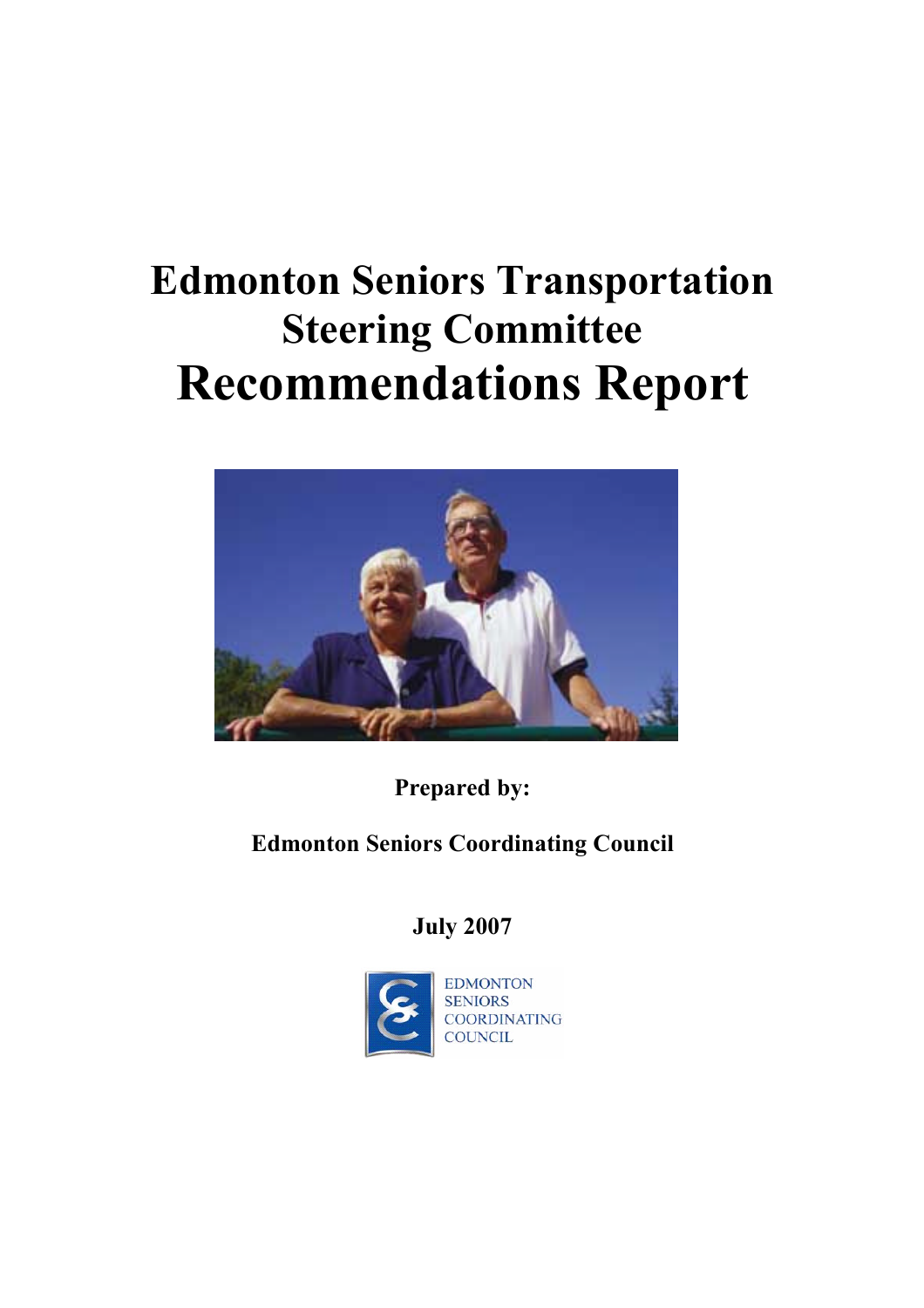# Edmonton Seniors Transportation Steering Committee

# Recommendations Report

**Prepared by:**

**Edmonton Seniors Coordinating Council**

**July 2007**

EDMONTON SENIORS COORDINATING COUNCIL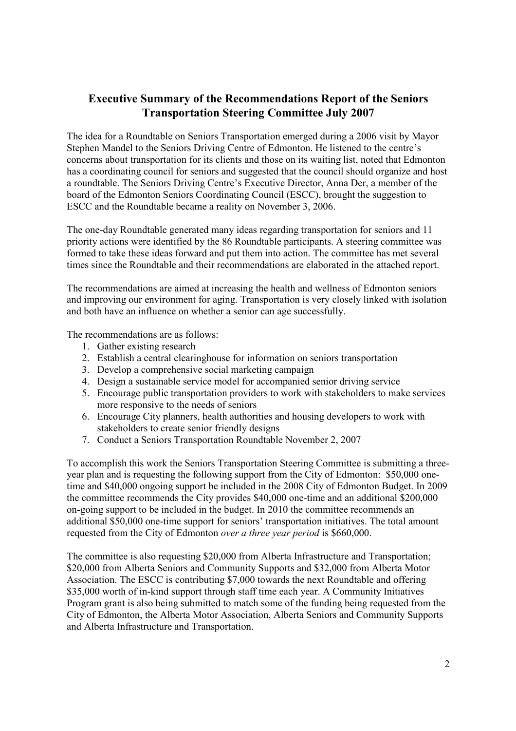# Executive Summary of the Recommendations Report of the Seniors Transportation Steering Committee July 2007

The idea for a Roundtable on Seniors Transportation emerged during a 2006 visit by Mayor Stephen Mandel to the Seniors Driving Centre of Edmonton. He listened to the centre's concerns about transportation for its clients and those on its waiting list, noted that Edmonton has a coordinating council for seniors and suggested that the council should organize and host a roundtable. The Seniors Driving Centre's Executive Director, Anna Der, a member of the board of the Edmonton Seniors Coordinating Council (ESCC), brought the suggestion to ESCC and the Roundtable became a reality on November 3, 2006.

The one-day Roundtable generated many ideas regarding transportation for seniors and 11 priority actions were identified by the 86 Roundtable participants. A steering committee was formed to take these ideas forward and put them into action. The committee has met several times since the Roundtable and their recommendations are elaborated in the attached report.

The recommendations are aimed at increasing the health and wellness of Edmonton seniors and improving our environment for aging. Transportation is very closely linked with isolation and both have an influence on whether a senior can age successfully.

The recommendations are as follows:

1. Gather existing research
2. Establish a central clearinghouse for information on seniors transportation
3. Develop a comprehensive social marketing campaign
4. Design a sustainable service model for accompanied senior driving service
5. Encourage public transportation providers to work with stakeholders to make services more responsive to the needs of seniors
6. Encourage City planners, health authorities and housing developers to work with stakeholders to create senior friendly designs
7. Conduct a Seniors Transportation Roundtable November 2, 2007

To accomplish this work the Seniors Transportation Steering Committee is submitting a three-year plan and is requesting the following support from the City of Edmonton: $50,000 one-time and $40,000 ongoing support be included in the 2008 City of Edmonton Budget. In 2009 the committee recommends the City provides $40,000 one-time and an additional $200,000 on-going support to be included in the budget. In 2010 the committee recommends an additional $50,000 one-time support for seniors' transportation initiatives. The total amount requested from the City of Edmonton *over a three year period* is $660,000.

The committee is also requesting $20,000 from Alberta Infrastructure and Transportation; $20,000 from Alberta Seniors and Community Supports and $32,000 from Alberta Motor Association. The ESCC is contributing $7,000 towards the next Roundtable and offering $35,000 worth of in-kind support through staff time each year. A Community Initiatives Program grant is also being submitted to match some of the funding being requested from the City of Edmonton, the Alberta Motor Association, Alberta Seniors and Community Supports and Alberta Infrastructure and Transportation.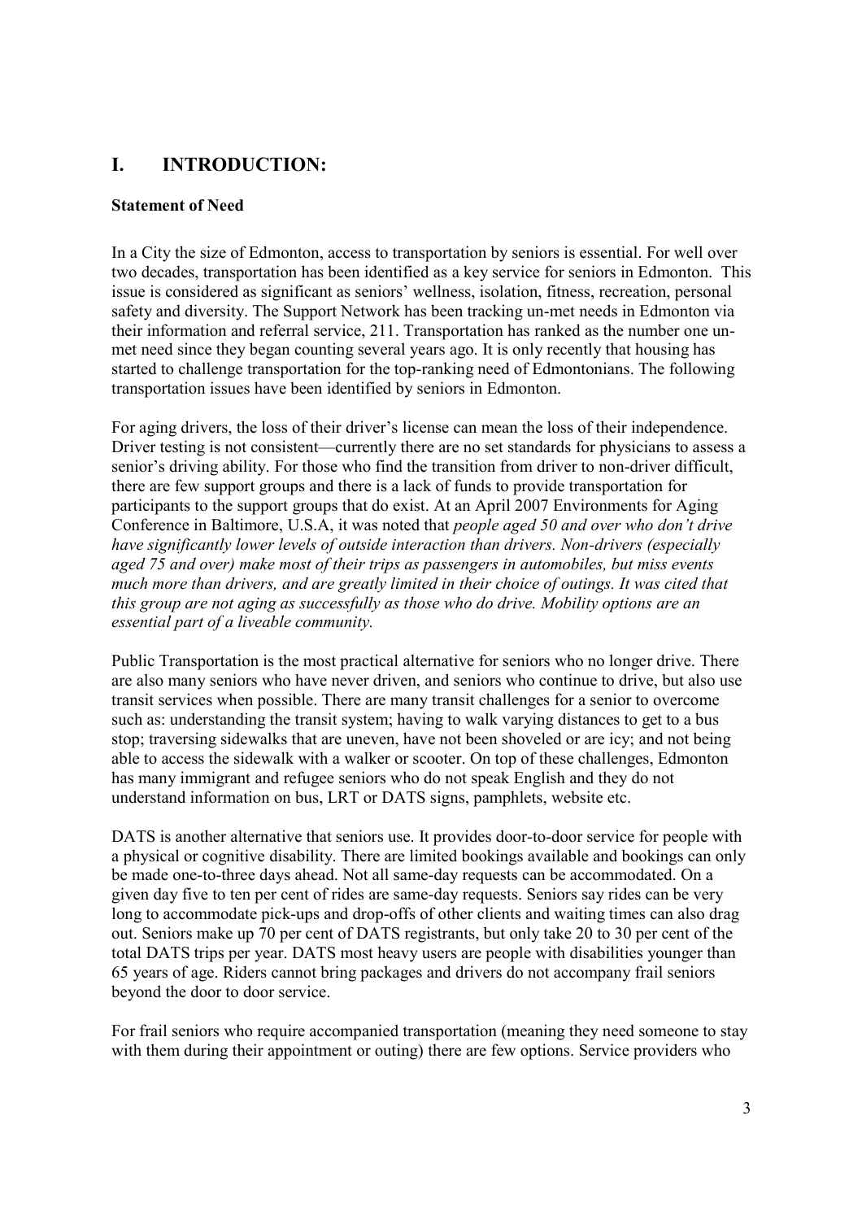# I. INTRODUCTION:

### Statement of Need

In a City the size of Edmonton, access to transportation by seniors is essential. For well over two decades, transportation has been identified as a key service for seniors in Edmonton. This issue is considered as significant as seniors' wellness, isolation, fitness, recreation, personal safety and diversity. The Support Network has been tracking un-met needs in Edmonton via their information and referral service, 211. Transportation has ranked as the number one un-met need since they began counting several years ago. It is only recently that housing has started to challenge transportation for the top-ranking need of Edmontonians. The following transportation issues have been identified by seniors in Edmonton.

For aging drivers, the loss of their driver's license can mean the loss of their independence. Driver testing is not consistent—currently there are no set standards for physicians to assess a senior's driving ability. For those who find the transition from driver to non-driver difficult, there are few support groups and there is a lack of funds to provide transportation for participants to the support groups that do exist. At an April 2007 Environments for Aging Conference in Baltimore, U.S.A, it was noted that *people aged 50 and over who don't drive have significantly lower levels of outside interaction than drivers. Non-drivers (especially aged 75 and over) make most of their trips as passengers in automobiles, but miss events much more than drivers, and are greatly limited in their choice of outings. It was cited that this group are not aging as successfully as those who do drive. Mobility options are an essential part of a liveable community.*

Public Transportation is the most practical alternative for seniors who no longer drive. There are also many seniors who have never driven, and seniors who continue to drive, but also use transit services when possible. There are many transit challenges for a senior to overcome such as: understanding the transit system; having to walk varying distances to get to a bus stop; traversing sidewalks that are uneven, have not been shoveled or are icy; and not being able to access the sidewalk with a walker or scooter. On top of these challenges, Edmonton has many immigrant and refugee seniors who do not speak English and they do not understand information on bus, LRT or DATS signs, pamphlets, website etc.

DATS is another alternative that seniors use. It provides door-to-door service for people with a physical or cognitive disability. There are limited bookings available and bookings can only be made one-to-three days ahead. Not all same-day requests can be accommodated. On a given day five to ten per cent of rides are same-day requests. Seniors say rides can be very long to accommodate pick-ups and drop-offs of other clients and waiting times can also drag out. Seniors make up 70 per cent of DATS registrants, but only take 20 to 30 per cent of the total DATS trips per year. DATS most heavy users are people with disabilities younger than 65 years of age. Riders cannot bring packages and drivers do not accompany frail seniors beyond the door to door service.

For frail seniors who require accompanied transportation (meaning they need someone to stay with them during their appointment or outing) there are few options. Service providers who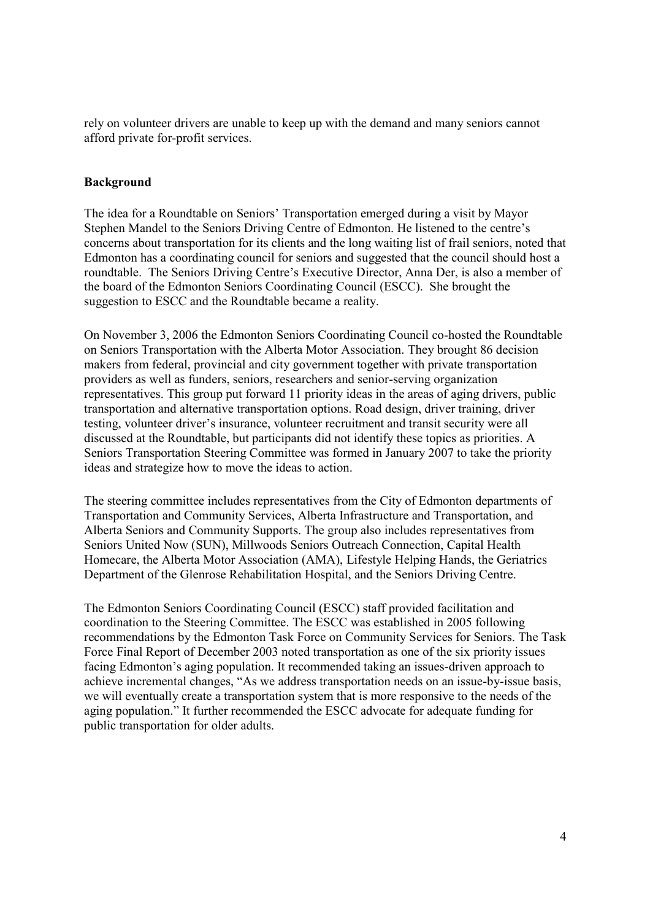rely on volunteer drivers are unable to keep up with the demand and many seniors cannot afford private for-profit services.

## Background

The idea for a Roundtable on Seniors' Transportation emerged during a visit by Mayor Stephen Mandel to the Seniors Driving Centre of Edmonton. He listened to the centre's concerns about transportation for its clients and the long waiting list of frail seniors, noted that Edmonton has a coordinating council for seniors and suggested that the council should host a roundtable. The Seniors Driving Centre's Executive Director, Anna Der, is also a member of the board of the Edmonton Seniors Coordinating Council (ESCC). She brought the suggestion to ESCC and the Roundtable became a reality.

On November 3, 2006 the Edmonton Seniors Coordinating Council co-hosted the Roundtable on Seniors Transportation with the Alberta Motor Association. They brought 86 decision makers from federal, provincial and city government together with private transportation providers as well as funders, seniors, researchers and senior-serving organization representatives. This group put forward 11 priority ideas in the areas of aging drivers, public transportation and alternative transportation options. Road design, driver training, driver testing, volunteer driver's insurance, volunteer recruitment and transit security were all discussed at the Roundtable, but participants did not identify these topics as priorities. A Seniors Transportation Steering Committee was formed in January 2007 to take the priority ideas and strategize how to move the ideas to action.

The steering committee includes representatives from the City of Edmonton departments of Transportation and Community Services, Alberta Infrastructure and Transportation, and Alberta Seniors and Community Supports. The group also includes representatives from Seniors United Now (SUN), Millwoods Seniors Outreach Connection, Capital Health Homecare, the Alberta Motor Association (AMA), Lifestyle Helping Hands, the Geriatrics Department of the Glenrose Rehabilitation Hospital, and the Seniors Driving Centre.

The Edmonton Seniors Coordinating Council (ESCC) staff provided facilitation and coordination to the Steering Committee. The ESCC was established in 2005 following recommendations by the Edmonton Task Force on Community Services for Seniors. The Task Force Final Report of December 2003 noted transportation as one of the six priority issues facing Edmonton's aging population. It recommended taking an issues-driven approach to achieve incremental changes, "As we address transportation needs on an issue-by-issue basis, we will eventually create a transportation system that is more responsive to the needs of the aging population." It further recommended the ESCC advocate for adequate funding for public transportation for older adults.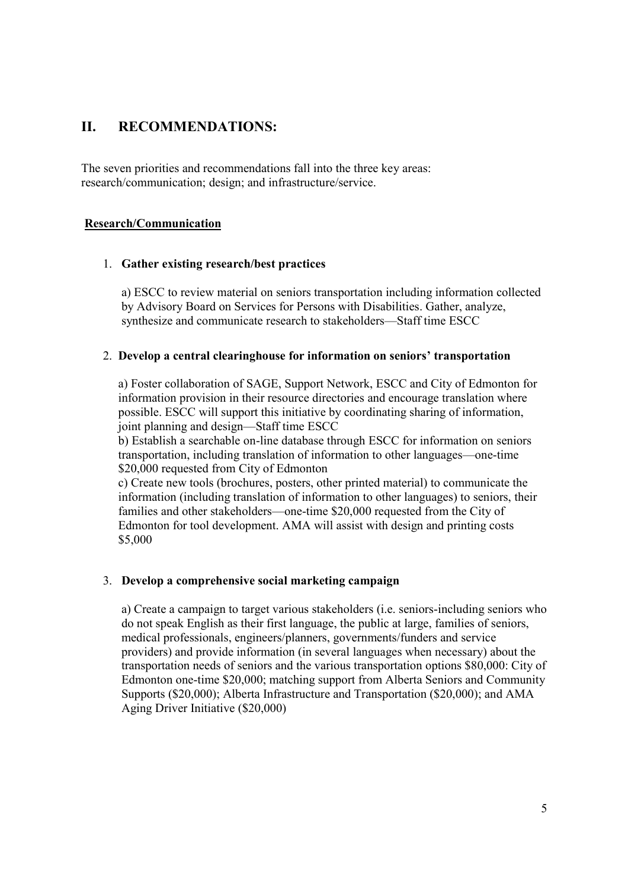## II. RECOMMENDATIONS:

The seven priorities and recommendations fall into the three key areas: research/communication; design; and infrastructure/service.

### Research/Communication

1. **Gather existing research/best practices**

   a) ESCC to review material on seniors transportation including information collected by Advisory Board on Services for Persons with Disabilities. Gather, analyze, synthesize and communicate research to stakeholders—Staff time ESCC

2. **Develop a central clearinghouse for information on seniors' transportation**

   a) Foster collaboration of SAGE, Support Network, ESCC and City of Edmonton for information provision in their resource directories and encourage translation where possible. ESCC will support this initiative by coordinating sharing of information, joint planning and design—Staff time ESCC
   b) Establish a searchable on-line database through ESCC for information on seniors transportation, including translation of information to other languages—one-time $20,000 requested from City of Edmonton
   c) Create new tools (brochures, posters, other printed material) to communicate the information (including translation of information to other languages) to seniors, their families and other stakeholders—one-time $20,000 requested from the City of Edmonton for tool development. AMA will assist with design and printing costs $5,000

3. **Develop a comprehensive social marketing campaign**

   a) Create a campaign to target various stakeholders (i.e. seniors-including seniors who do not speak English as their first language, the public at large, families of seniors, medical professionals, engineers/planners, governments/funders and service providers) and provide information (in several languages when necessary) about the transportation needs of seniors and the various transportation options $80,000: City of Edmonton one-time $20,000; matching support from Alberta Seniors and Community Supports ($20,000); Alberta Infrastructure and Transportation ($20,000); and AMA Aging Driver Initiative ($20,000)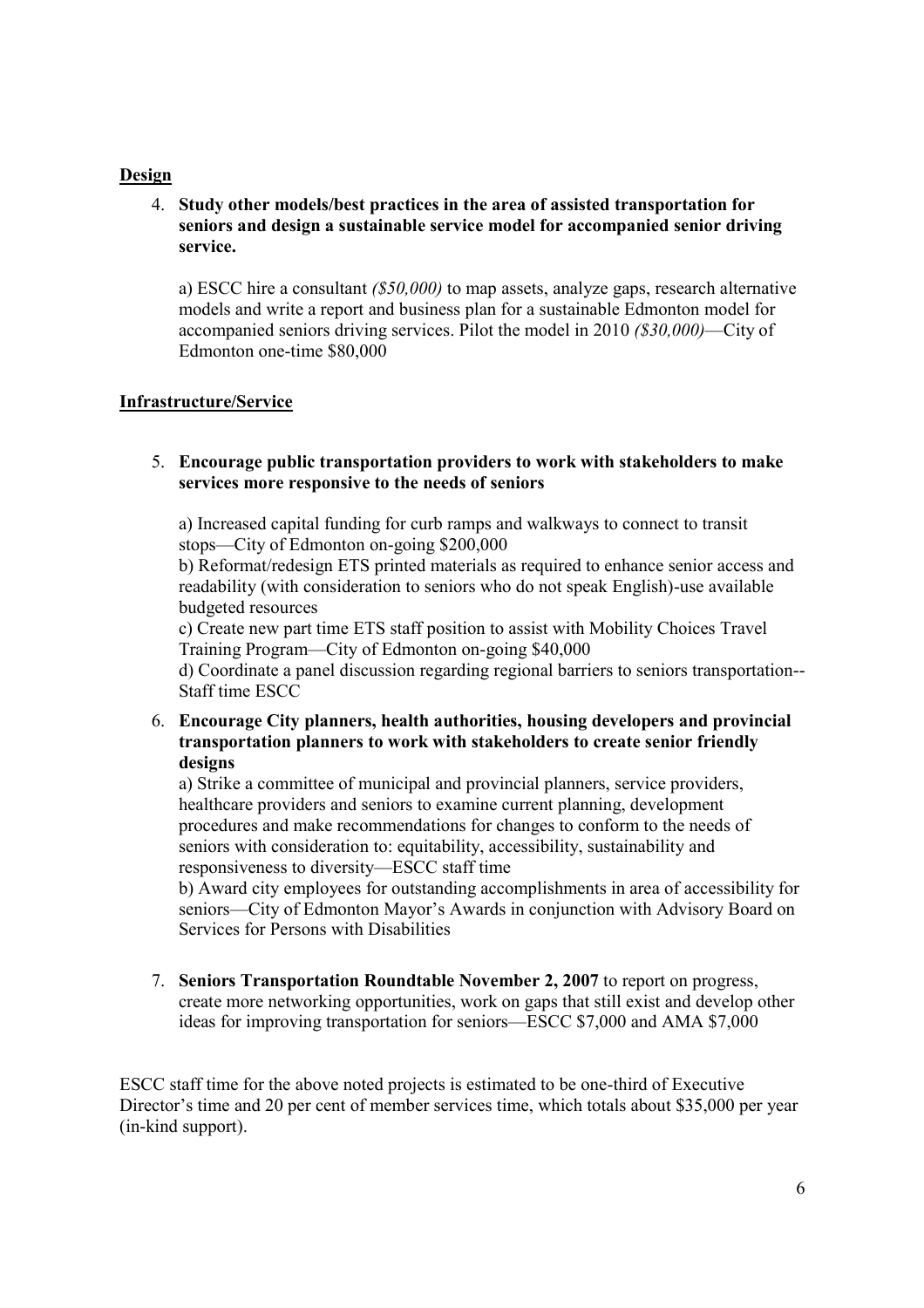**Design**

4. **Study other models/best practices in the area of assisted transportation for seniors and design a sustainable service model for accompanied senior driving service.**

   a) ESCC hire a consultant *($50,000)* to map assets, analyze gaps, research alternative models and write a report and business plan for a sustainable Edmonton model for accompanied seniors driving services. Pilot the model in 2010 *($30,000)*—City of Edmonton one-time $80,000

**Infrastructure/Service**

5. **Encourage public transportation providers to work with stakeholders to make services more responsive to the needs of seniors**

   a) Increased capital funding for curb ramps and walkways to connect to transit stops—City of Edmonton on-going $200,000

   b) Reformat/redesign ETS printed materials as required to enhance senior access and readability (with consideration to seniors who do not speak English)-use available budgeted resources

   c) Create new part time ETS staff position to assist with Mobility Choices Travel Training Program—City of Edmonton on-going $40,000

   d) Coordinate a panel discussion regarding regional barriers to seniors transportation--Staff time ESCC

6. **Encourage City planners, health authorities, housing developers and provincial transportation planners to work with stakeholders to create senior friendly designs**

   a) Strike a committee of municipal and provincial planners, service providers, healthcare providers and seniors to examine current planning, development procedures and make recommendations for changes to conform to the needs of seniors with consideration to: equitability, accessibility, sustainability and responsiveness to diversity—ESCC staff time

   b) Award city employees for outstanding accomplishments in area of accessibility for seniors—City of Edmonton Mayor's Awards in conjunction with Advisory Board on Services for Persons with Disabilities

7. **Seniors Transportation Roundtable November 2, 2007** to report on progress, create more networking opportunities, work on gaps that still exist and develop other ideas for improving transportation for seniors—ESCC $7,000 and AMA $7,000

ESCC staff time for the above noted projects is estimated to be one-third of Executive Director's time and 20 per cent of member services time, which totals about $35,000 per year (in-kind support).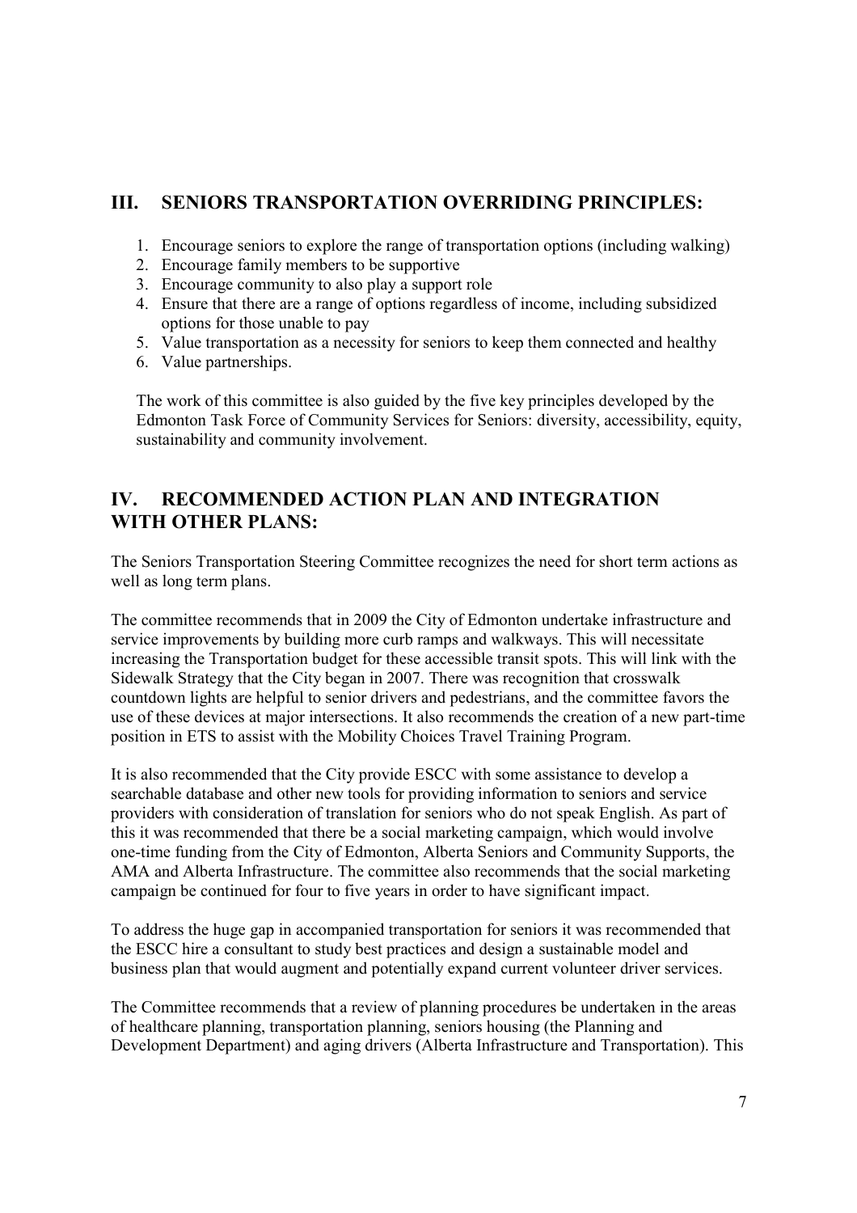## III. SENIORS TRANSPORTATION OVERRIDING PRINCIPLES:

1. Encourage seniors to explore the range of transportation options (including walking)
2. Encourage family members to be supportive
3. Encourage community to also play a support role
4. Ensure that there are a range of options regardless of income, including subsidized options for those unable to pay
5. Value transportation as a necessity for seniors to keep them connected and healthy
6. Value partnerships.

The work of this committee is also guided by the five key principles developed by the Edmonton Task Force of Community Services for Seniors: diversity, accessibility, equity, sustainability and community involvement.

## IV. RECOMMENDED ACTION PLAN AND INTEGRATION WITH OTHER PLANS:

The Seniors Transportation Steering Committee recognizes the need for short term actions as well as long term plans.

The committee recommends that in 2009 the City of Edmonton undertake infrastructure and service improvements by building more curb ramps and walkways. This will necessitate increasing the Transportation budget for these accessible transit spots. This will link with the Sidewalk Strategy that the City began in 2007. There was recognition that crosswalk countdown lights are helpful to senior drivers and pedestrians, and the committee favors the use of these devices at major intersections. It also recommends the creation of a new part-time position in ETS to assist with the Mobility Choices Travel Training Program.

It is also recommended that the City provide ESCC with some assistance to develop a searchable database and other new tools for providing information to seniors and service providers with consideration of translation for seniors who do not speak English. As part of this it was recommended that there be a social marketing campaign, which would involve one-time funding from the City of Edmonton, Alberta Seniors and Community Supports, the AMA and Alberta Infrastructure. The committee also recommends that the social marketing campaign be continued for four to five years in order to have significant impact.

To address the huge gap in accompanied transportation for seniors it was recommended that the ESCC hire a consultant to study best practices and design a sustainable model and business plan that would augment and potentially expand current volunteer driver services.

The Committee recommends that a review of planning procedures be undertaken in the areas of healthcare planning, transportation planning, seniors housing (the Planning and Development Department) and aging drivers (Alberta Infrastructure and Transportation). This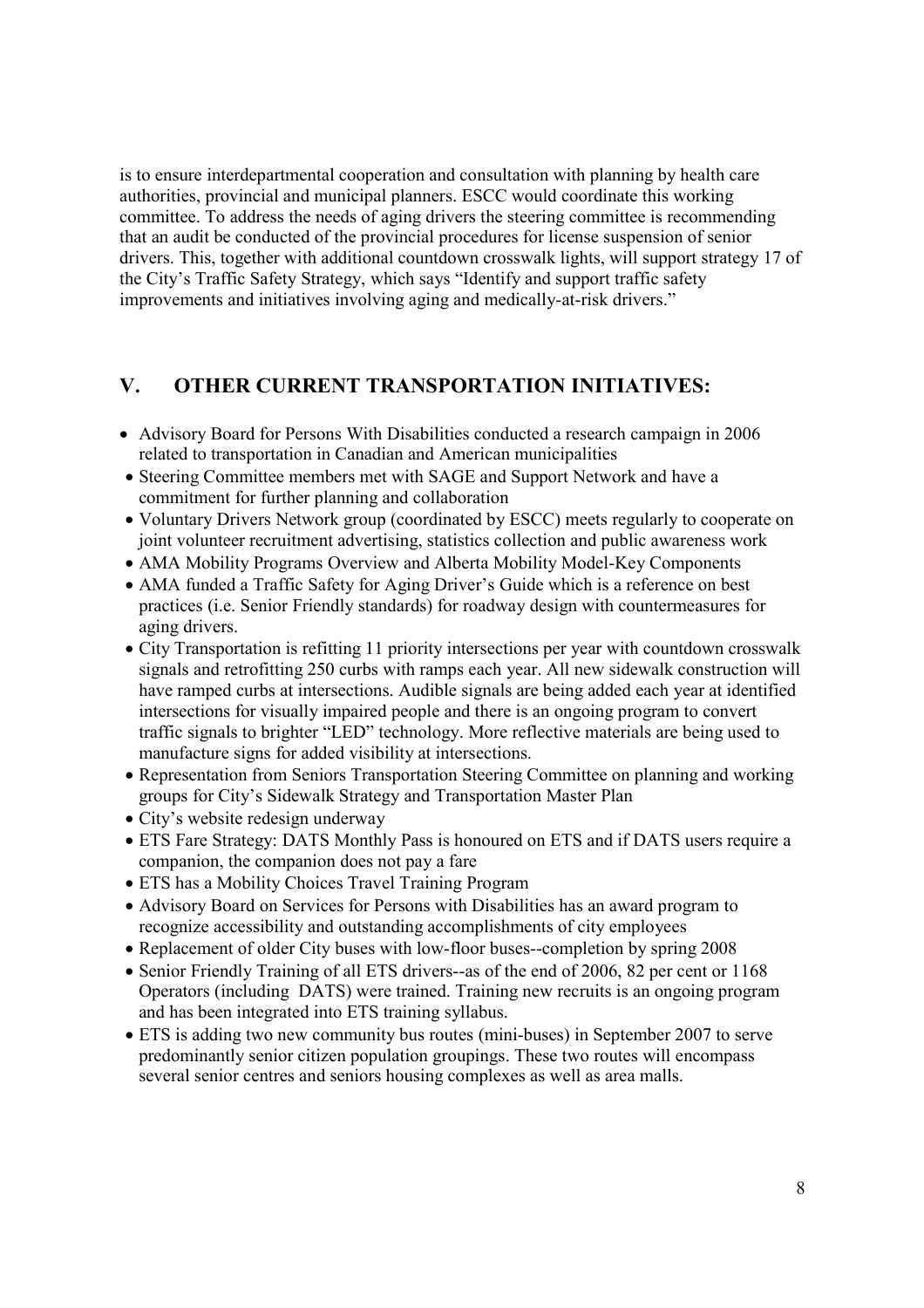is to ensure interdepartmental cooperation and consultation with planning by health care authorities, provincial and municipal planners. ESCC would coordinate this working committee. To address the needs of aging drivers the steering committee is recommending that an audit be conducted of the provincial procedures for license suspension of senior drivers. This, together with additional countdown crosswalk lights, will support strategy 17 of the City's Traffic Safety Strategy, which says "Identify and support traffic safety improvements and initiatives involving aging and medically-at-risk drivers."

## V. OTHER CURRENT TRANSPORTATION INITIATIVES:

- Advisory Board for Persons With Disabilities conducted a research campaign in 2006 related to transportation in Canadian and American municipalities
- Steering Committee members met with SAGE and Support Network and have a commitment for further planning and collaboration
- Voluntary Drivers Network group (coordinated by ESCC) meets regularly to cooperate on joint volunteer recruitment advertising, statistics collection and public awareness work
- AMA Mobility Programs Overview and Alberta Mobility Model-Key Components
- AMA funded a Traffic Safety for Aging Driver's Guide which is a reference on best practices (i.e. Senior Friendly standards) for roadway design with countermeasures for aging drivers.
- City Transportation is refitting 11 priority intersections per year with countdown crosswalk signals and retrofitting 250 curbs with ramps each year. All new sidewalk construction will have ramped curbs at intersections. Audible signals are being added each year at identified intersections for visually impaired people and there is an ongoing program to convert traffic signals to brighter "LED" technology. More reflective materials are being used to manufacture signs for added visibility at intersections.
- Representation from Seniors Transportation Steering Committee on planning and working groups for City's Sidewalk Strategy and Transportation Master Plan
- City's website redesign underway
- ETS Fare Strategy: DATS Monthly Pass is honoured on ETS and if DATS users require a companion, the companion does not pay a fare
- ETS has a Mobility Choices Travel Training Program
- Advisory Board on Services for Persons with Disabilities has an award program to recognize accessibility and outstanding accomplishments of city employees
- Replacement of older City buses with low-floor buses--completion by spring 2008
- Senior Friendly Training of all ETS drivers--as of the end of 2006, 82 per cent or 1168 Operators (including DATS) were trained. Training new recruits is an ongoing program and has been integrated into ETS training syllabus.
- ETS is adding two new community bus routes (mini-buses) in September 2007 to serve predominantly senior citizen population groupings. These two routes will encompass several senior centres and seniors housing complexes as well as area malls.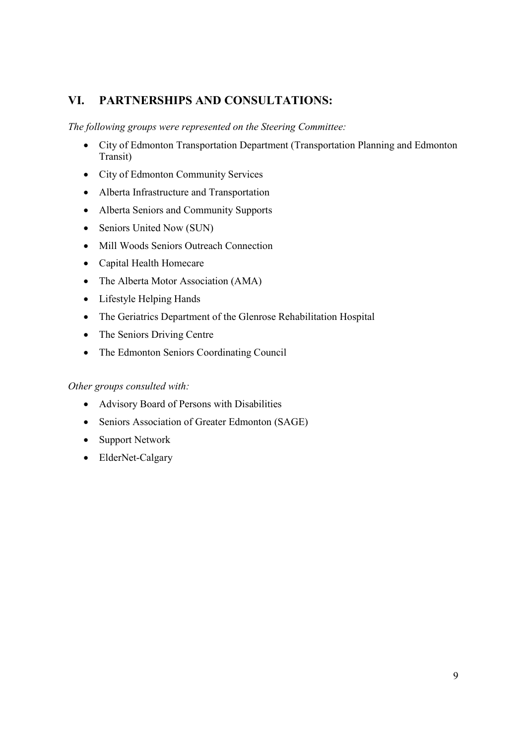## VI. PARTNERSHIPS AND CONSULTATIONS:

*The following groups were represented on the Steering Committee:*

- City of Edmonton Transportation Department (Transportation Planning and Edmonton Transit)
- City of Edmonton Community Services
- Alberta Infrastructure and Transportation
- Alberta Seniors and Community Supports
- Seniors United Now (SUN)
- Mill Woods Seniors Outreach Connection
- Capital Health Homecare
- The Alberta Motor Association (AMA)
- Lifestyle Helping Hands
- The Geriatrics Department of the Glenrose Rehabilitation Hospital
- The Seniors Driving Centre
- The Edmonton Seniors Coordinating Council

*Other groups consulted with:*

- Advisory Board of Persons with Disabilities
- Seniors Association of Greater Edmonton (SAGE)
- Support Network
- ElderNet-Calgary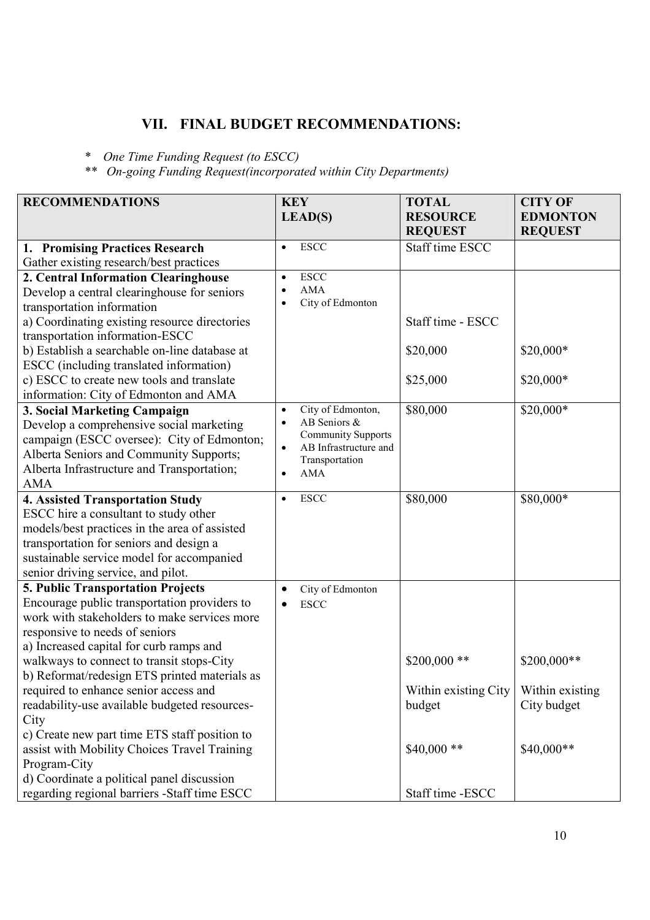## VII. FINAL BUDGET RECOMMENDATIONS:

\* *One Time Funding Request (to ESCC)*

\*\* *On-going Funding Request(incorporated within City Departments)*

| RECOMMENDATIONS | KEY LEAD(S) | TOTAL RESOURCE REQUEST | CITY OF EDMONTON REQUEST |
|---|---|---|---|
| **1. Promising Practices Research**<br>Gather existing research/best practices | • ESCC | Staff time ESCC | |
| **2. Central Information Clearinghouse**<br>Develop a central clearinghouse for seniors transportation information | • ESCC<br>• AMA<br>• City of Edmonton | | |
| a) Coordinating existing resource directories transportation information-ESCC | | Staff time - ESCC | |
| b) Establish a searchable on-line database at ESCC (including translated information) | | $20,000 | $20,000* |
| c) ESCC to create new tools and translate information: City of Edmonton and AMA | | $25,000 | $20,000* |
| **3. Social Marketing Campaign**<br>Develop a comprehensive social marketing campaign (ESCC oversee): City of Edmonton; Alberta Seniors and Community Supports; Alberta Infrastructure and Transportation; AMA | • City of Edmonton,<br>• AB Seniors & Community Supports<br>• AB Infrastructure and Transportation<br>• AMA | $80,000 | $20,000* |
| **4. Assisted Transportation Study**<br>ESCC hire a consultant to study other models/best practices in the area of assisted transportation for seniors and design a sustainable service model for accompanied senior driving service, and pilot. | • ESCC | $80,000 | $80,000* |
| **5. Public Transportation Projects**<br>Encourage public transportation providers to work with stakeholders to make services more responsive to needs of seniors | • City of Edmonton<br>• ESCC | | |
| a) Increased capital for curb ramps and walkways to connect to transit stops-City | | $200,000 ** | $200,000** |
| b) Reformat/redesign ETS printed materials as required to enhance senior access and readability-use available budgeted resources-City | | Within existing City budget | Within existing City budget |
| c) Create new part time ETS staff position to assist with Mobility Choices Travel Training Program-City | | $40,000 ** | $40,000** |
| d) Coordinate a political panel discussion regarding regional barriers -Staff time ESCC | | Staff time -ESCC | |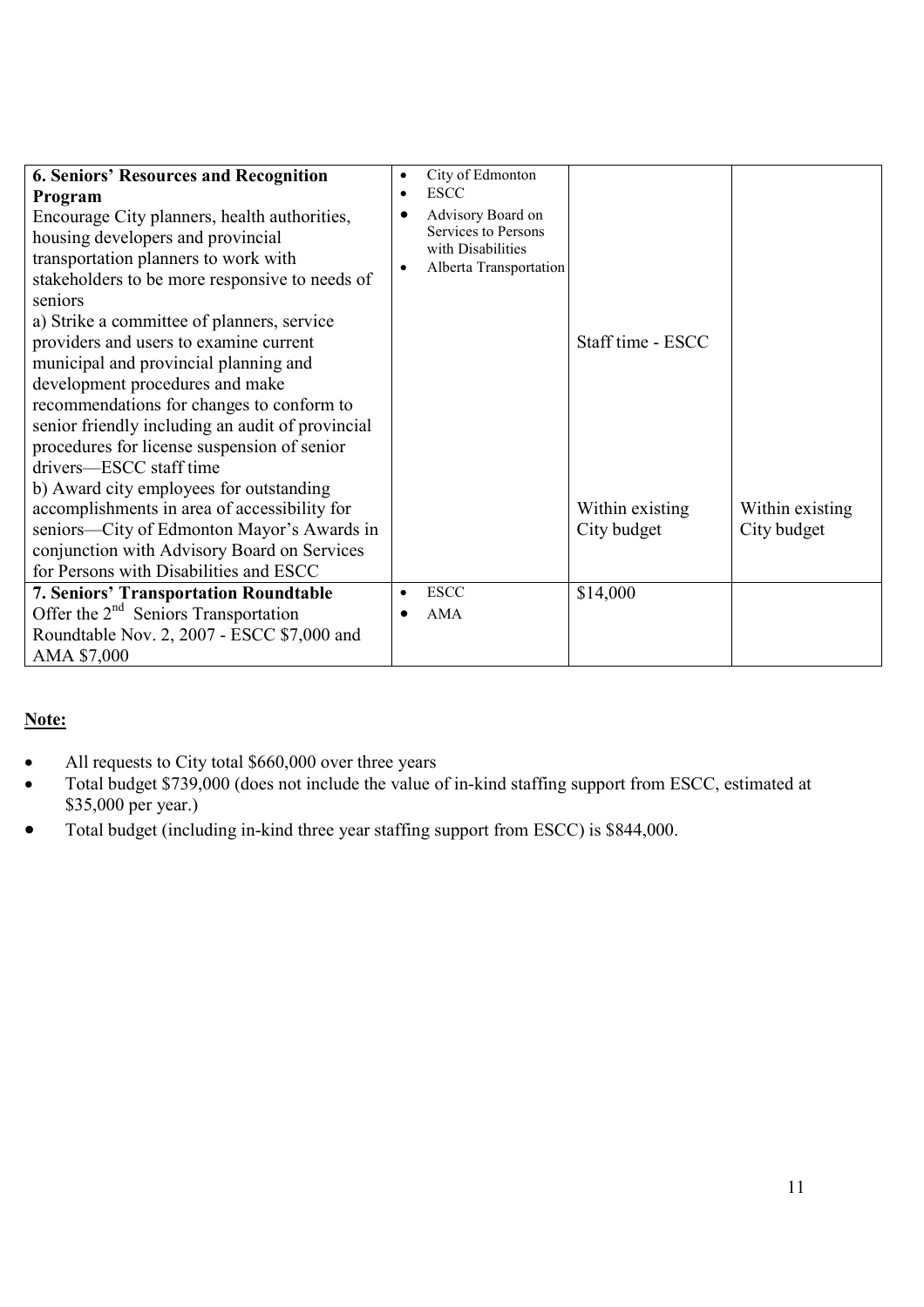| | | | |
|---|---|---|---|
| **6. Seniors' Resources and Recognition Program**<br>Encourage City planners, health authorities, housing developers and provincial transportation planners to work with stakeholders to be more responsive to needs of seniors<br>a) Strike a committee of planners, service providers and users to examine current municipal and provincial planning and development procedures and make recommendations for changes to conform to senior friendly including an audit of provincial procedures for license suspension of senior drivers—ESCC staff time<br>b) Award city employees for outstanding accomplishments in area of accessibility for seniors—City of Edmonton Mayor's Awards in conjunction with Advisory Board on Services for Persons with Disabilities and ESCC | • City of Edmonton<br>• ESCC<br>• Advisory Board on Services to Persons with Disabilities<br>• Alberta Transportation | Staff time - ESCC<br><br>Within existing City budget | Within existing City budget |
| **7. Seniors' Transportation Roundtable**<br>Offer the 2nd Seniors Transportation Roundtable Nov. 2, 2007 - ESCC $7,000 and AMA $7,000 | • ESCC<br>• AMA | $14,000 | |

**Note:**

- All requests to City total $660,000 over three years
- Total budget $739,000 (does not include the value of in-kind staffing support from ESCC, estimated at $35,000 per year.)
- Total budget (including in-kind three year staffing support from ESCC) is $844,000.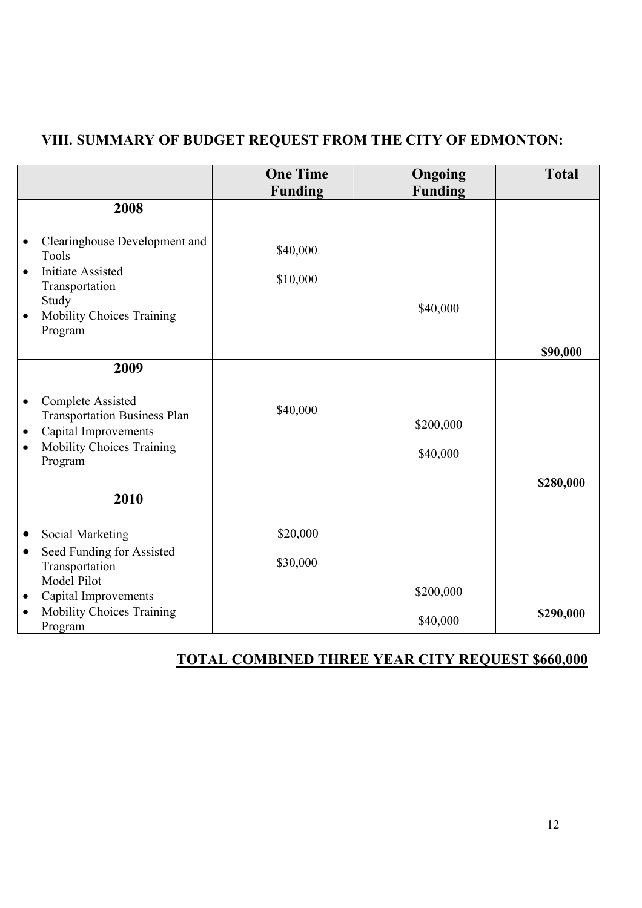## VIII. SUMMARY OF BUDGET REQUEST FROM THE CITY OF EDMONTON:

| | One Time Funding | Ongoing Funding | Total |
|---|---|---|---|
| **2008** | | | |
| • Clearinghouse Development and Tools | $40,000 | | |
| • Initiate Assisted Transportation Study | $10,000 | | |
| • Mobility Choices Training Program | | $40,000 | |
| | | | **$90,000** |
| **2009** | | | |
| • Complete Assisted Transportation Business Plan | $40,000 | | |
| • Capital Improvements | | $200,000 | |
| • Mobility Choices Training Program | | $40,000 | |
| | | | **$280,000** |
| **2010** | | | |
| • Social Marketing | $20,000 | | |
| • Seed Funding for Assisted Transportation Model Pilot | $30,000 | | |
| • Capital Improvements | | $200,000 | |
| • Mobility Choices Training Program | | $40,000 | **$290,000** |

**TOTAL COMBINED THREE YEAR CITY REQUEST $660,000**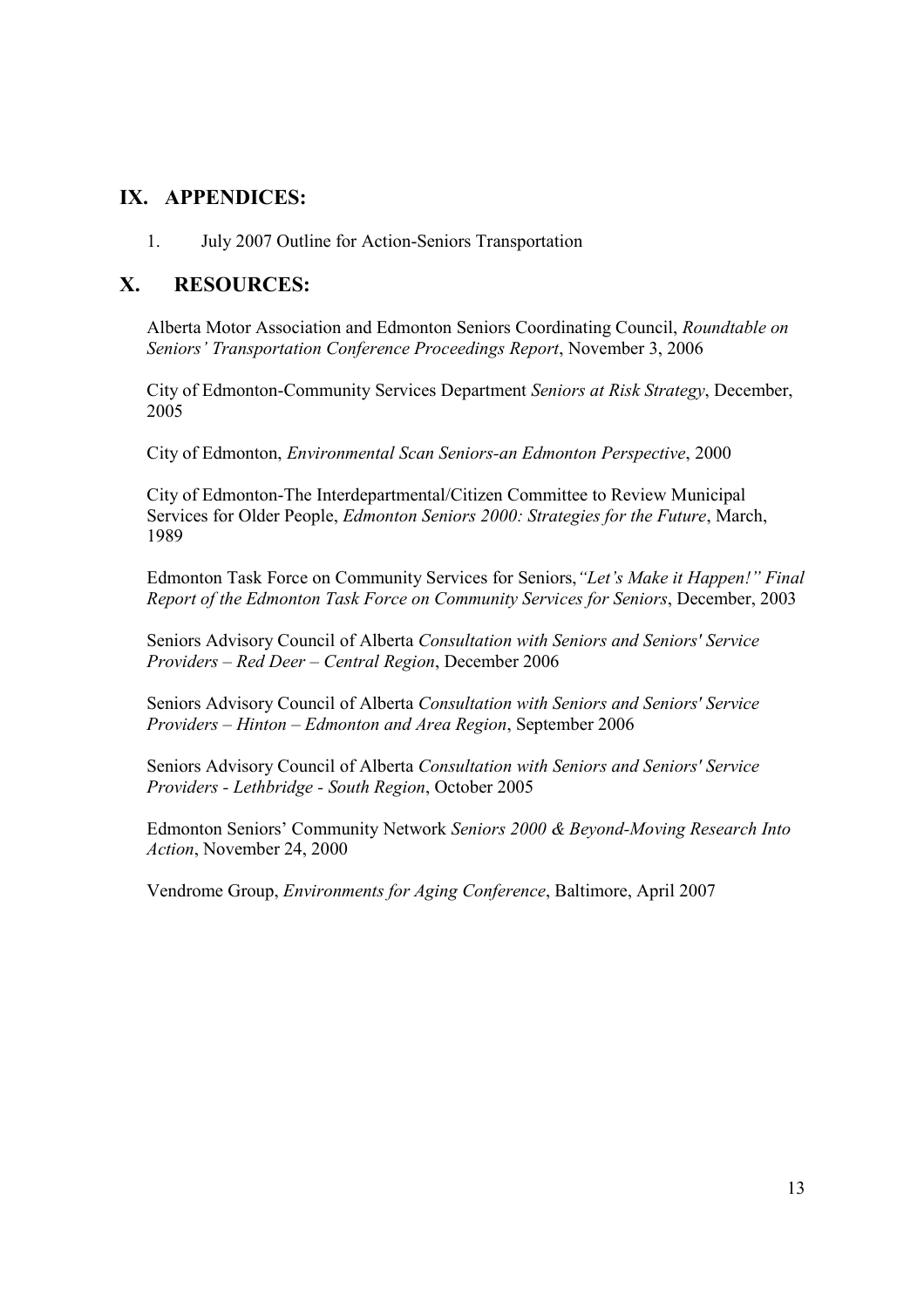## IX. APPENDICES:

1. July 2007 Outline for Action-Seniors Transportation

## X. RESOURCES:

Alberta Motor Association and Edmonton Seniors Coordinating Council, *Roundtable on Seniors' Transportation Conference Proceedings Report*, November 3, 2006

City of Edmonton-Community Services Department *Seniors at Risk Strategy*, December, 2005

City of Edmonton, *Environmental Scan Seniors-an Edmonton Perspective*, 2000

City of Edmonton-The Interdepartmental/Citizen Committee to Review Municipal Services for Older People, *Edmonton Seniors 2000: Strategies for the Future*, March, 1989

Edmonton Task Force on Community Services for Seniors, *"Let's Make it Happen!" Final Report of the Edmonton Task Force on Community Services for Seniors*, December, 2003

Seniors Advisory Council of Alberta *Consultation with Seniors and Seniors' Service Providers – Red Deer – Central Region*, December 2006

Seniors Advisory Council of Alberta *Consultation with Seniors and Seniors' Service Providers – Hinton – Edmonton and Area Region*, September 2006

Seniors Advisory Council of Alberta *Consultation with Seniors and Seniors' Service Providers - Lethbridge - South Region*, October 2005

Edmonton Seniors' Community Network *Seniors 2000 & Beyond-Moving Research Into Action*, November 24, 2000

Vendrome Group, *Environments for Aging Conference*, Baltimore, April 2007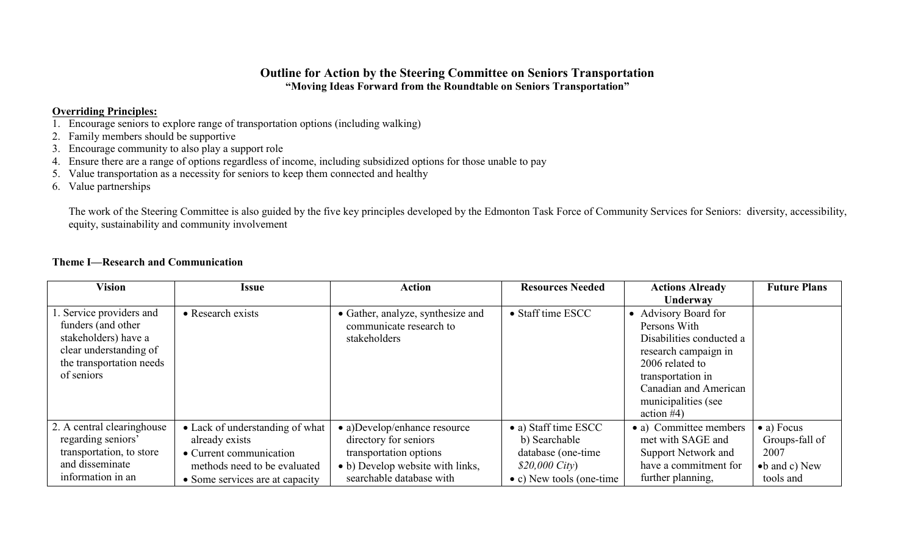## Outline for Action by the Steering Committee on Seniors Transportation

**"Moving Ideas Forward from the Roundtable on Seniors Transportation"**

**Overriding Principles:**

1. Encourage seniors to explore range of transportation options (including walking)
2. Family members should be supportive
3. Encourage community to also play a support role
4. Ensure there are a range of options regardless of income, including subsidized options for those unable to pay
5. Value transportation as a necessity for seniors to keep them connected and healthy
6. Value partnerships

The work of the Steering Committee is also guided by the five key principles developed by the Edmonton Task Force of Community Services for Seniors: diversity, accessibility, equity, sustainability and community involvement

**Theme I—Research and Communication**

| Vision | Issue | Action | Resources Needed | Actions Already Underway | Future Plans |
|---|---|---|---|---|---|
| 1. Service providers and funders (and other stakeholders) have a clear understanding of the transportation needs of seniors | • Research exists | • Gather, analyze, synthesize and communicate research to stakeholders | • Staff time ESCC | • Advisory Board for Persons With Disabilities conducted a research campaign in 2006 related to transportation in Canadian and American municipalities (see action #4) | |
| 2. A central clearinghouse regarding seniors' transportation, to store and disseminate information in an | • Lack of understanding of what already exists<br>• Current communication methods need to be evaluated<br>• Some services are at capacity | • a)Develop/enhance resource directory for seniors transportation options<br>• b) Develop website with links, searchable database with | • a) Staff time ESCC<br>b) Searchable database (one-time *$20,000 City*)<br>• c) New tools (one-time | • a) Committee members met with SAGE and Support Network and have a commitment for further planning, | • a) Focus Groups-fall of 2007<br>• b and c) New tools and |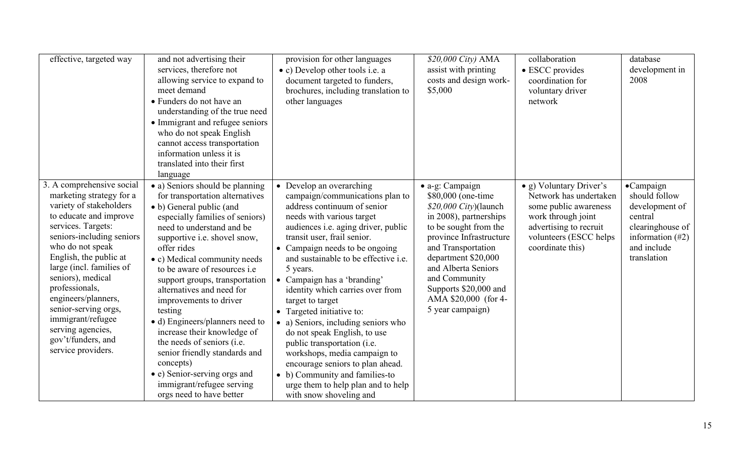| | | | | | |
|---|---|---|---|---|---|
| effective, targeted way | and not advertising their services, therefore not allowing service to expand to meet demand<br>• Funders do not have an understanding of the true need<br>• Immigrant and refugee seniors who do not speak English cannot access transportation information unless it is translated into their first language | provision for other languages<br>• c) Develop other tools i.e. a document targeted to funders, brochures, including translation to other languages | *$20,000 City)* AMA assist with printing costs and design work- $5,000 | collaboration<br>• ESCC provides coordination for voluntary driver network | database development in 2008 |
| 3. A comprehensive social marketing strategy for a variety of stakeholders to educate and improve services. Targets: seniors-including seniors who do not speak English, the public at large (incl. families of seniors), medical professionals, engineers/planners, senior-serving orgs, immigrant/refugee serving agencies, gov't/funders, and service providers. | • a) Seniors should be planning for transportation alternatives<br>• b) General public (and especially families of seniors) need to understand and be supportive i.e. shovel snow, offer rides<br>• c) Medical community needs to be aware of resources i.e support groups, transportation alternatives and need for improvements to driver testing<br>• d) Engineers/planners need to increase their knowledge of the needs of seniors (i.e. senior friendly standards and concepts)<br>• e) Senior-serving orgs and immigrant/refugee serving orgs need to have better | • Develop an overarching campaign/communications plan to address continuum of senior needs with various target audiences i.e. aging driver, public transit user, frail senior.<br>• Campaign needs to be ongoing and sustainable to be effective i.e. 5 years.<br>• Campaign has a 'branding' identity which carries over from target to target<br>• Targeted initiative to:<br>• a) Seniors, including seniors who do not speak English, to use public transportation (i.e. workshops, media campaign to encourage seniors to plan ahead.<br>• b) Community and families-to urge them to help plan and to help with snow shoveling and | • a-g: Campaign $80,000 (one-time *$20,000 City*)(launch in 2008), partnerships to be sought from the province Infrastructure and Transportation department $20,000 and Alberta Seniors and Community Supports $20,000 and AMA $20,000 (for 4-5 year campaign) | • g) Voluntary Driver's Network has undertaken some public awareness work through joint advertising to recruit volunteers (ESCC helps coordinate this) | • Campaign should follow development of central clearinghouse of information (#2) and include translation |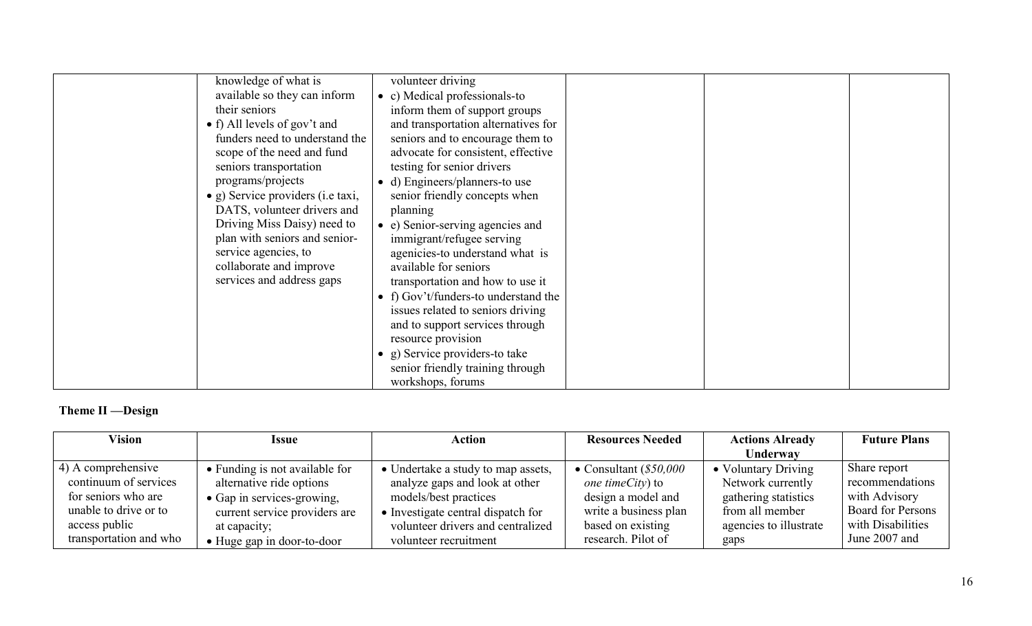| | | | | | |
|---|---|---|---|---|---|
| | knowledge of what is available so they can inform their seniors<br>• f) All levels of gov't and funders need to understand the scope of the need and fund seniors transportation programs/projects<br>• g) Service providers (i.e taxi, DATS, volunteer drivers and Driving Miss Daisy) need to plan with seniors and senior-service agencies, to collaborate and improve services and address gaps | volunteer driving<br>• c) Medical professionals-to inform them of support groups and transportation alternatives for seniors and to encourage them to advocate for consistent, effective testing for senior drivers<br>• d) Engineers/planners-to use senior friendly concepts when planning<br>• e) Senior-serving agencies and immigrant/refugee serving agenicies-to understand what is available for seniors transportation and how to use it<br>• f) Gov't/funders-to understand the issues related to seniors driving and to support services through resource provision<br>• g) Service providers-to take senior friendly training through workshops, forums | | | |

**Theme II —Design**

| Vision | Issue | Action | Resources Needed | Actions Already Underway | Future Plans |
|---|---|---|---|---|---|
| 4) A comprehensive continuum of services for seniors who are unable to drive or to access public transportation and who | • Funding is not available for alternative ride options<br>• Gap in services-growing, current service providers are at capacity;<br>• Huge gap in door-to-door | • Undertake a study to map assets, analyze gaps and look at other models/best practices<br>• Investigate central dispatch for volunteer drivers and centralized volunteer recruitment | • Consultant (*$50,000 one timeCity*) to design a model and write a business plan based on existing research. Pilot of | • Voluntary Driving Network currently gathering statistics from all member agencies to illustrate gaps | Share report recommendations with Advisory Board for Persons with Disabilities June 2007 and |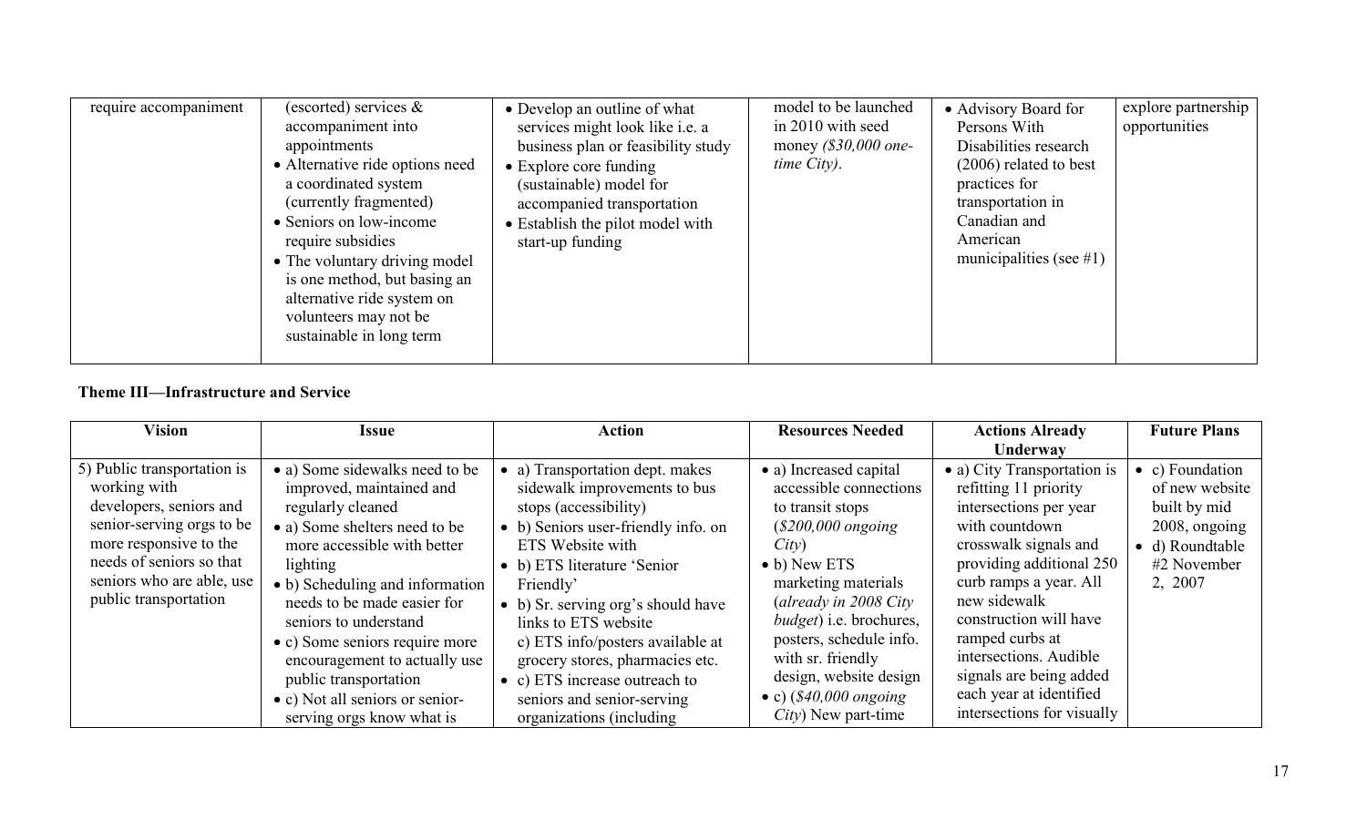| | | | | | |
|---|---|---|---|---|---|
| require accompaniment | (escorted) services & accompaniment into appointments<br>• Alternative ride options need a coordinated system (currently fragmented)<br>• Seniors on low-income require subsidies<br>• The voluntary driving model is one method, but basing an alternative ride system on volunteers may not be sustainable in long term | • Develop an outline of what services might look like i.e. a business plan or feasibility study<br>• Explore core funding (sustainable) model for accompanied transportation<br>• Establish the pilot model with start-up funding | model to be launched in 2010 with seed money *($30,000 one-time City)*. | • Advisory Board for Persons With Disabilities research (2006) related to best practices for transportation in Canadian and American municipalities (see #1) | explore partnership opportunities |

**Theme III—Infrastructure and Service**

| Vision | Issue | Action | Resources Needed | Actions Already Underway | Future Plans |
|---|---|---|---|---|---|
| 5) Public transportation is working with developers, seniors and senior-serving orgs to be more responsive to the needs of seniors so that seniors who are able, use public transportation | • a) Some sidewalks need to be improved, maintained and regularly cleaned<br>• a) Some shelters need to be more accessible with better lighting<br>• b) Scheduling and information needs to be made easier for seniors to understand<br>• c) Some seniors require more encouragement to actually use public transportation<br>• c) Not all seniors or senior-serving orgs know what is | • a) Transportation dept. makes sidewalk improvements to bus stops (accessibility)<br>• b) Seniors user-friendly info. on ETS Website with<br>• b) ETS literature 'Senior Friendly'<br>• b) Sr. serving org's should have links to ETS website<br>c) ETS info/posters available at grocery stores, pharmacies etc.<br>• c) ETS increase outreach to seniors and senior-serving organizations (including | • a) Increased capital accessible connections to transit stops (*$200,000 ongoing City*)<br>• b) New ETS marketing materials (*already in 2008 City budget*) i.e. brochures, posters, schedule info. with sr. friendly design, website design<br>• c) (*$40,000 ongoing City*) New part-time | • a) City Transportation is refitting 11 priority intersections per year with countdown crosswalk signals and providing additional 250 curb ramps a year. All new sidewalk construction will have ramped curbs at intersections. Audible signals are being added each year at identified intersections for visually | • c) Foundation of new website built by mid 2008, ongoing<br>• d) Roundtable #2 November 2, 2007 |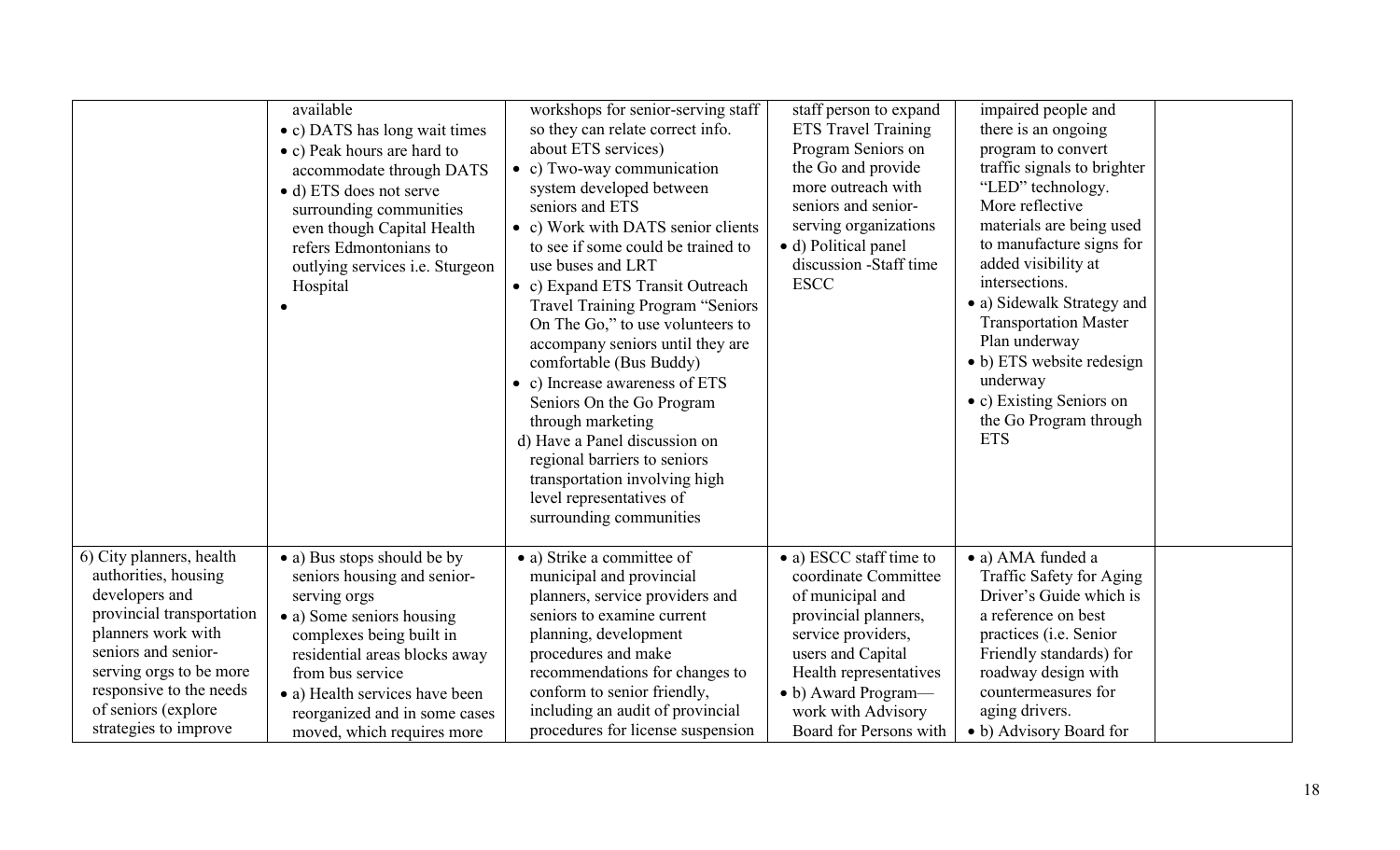| | | | | | |
|---|---|---|---|---|---|
| | available<br>• c) DATS has long wait times<br>• c) Peak hours are hard to accommodate through DATS<br>• d) ETS does not serve surrounding communities even though Capital Health refers Edmontonians to outlying services i.e. Sturgeon Hospital<br>• | workshops for senior-serving staff so they can relate correct info. about ETS services)<br>• c) Two-way communication system developed between seniors and ETS<br>• c) Work with DATS senior clients to see if some could be trained to use buses and LRT<br>• c) Expand ETS Transit Outreach Travel Training Program "Seniors On The Go," to use volunteers to accompany seniors until they are comfortable (Bus Buddy)<br>• c) Increase awareness of ETS Seniors On the Go Program through marketing<br>d) Have a Panel discussion on regional barriers to seniors transportation involving high level representatives of surrounding communities | staff person to expand ETS Travel Training Program Seniors on the Go and provide more outreach with seniors and senior-serving organizations<br>• d) Political panel discussion -Staff time ESCC | impaired people and there is an ongoing program to convert traffic signals to brighter "LED" technology. More reflective materials are being used to manufacture signs for added visibility at intersections.<br>• a) Sidewalk Strategy and Transportation Master Plan underway<br>• b) ETS website redesign underway<br>• c) Existing Seniors on the Go Program through ETS | |
| 6) City planners, health authorities, housing developers and provincial transportation planners work with seniors and senior-serving orgs to be more responsive to the needs of seniors (explore strategies to improve | • a) Bus stops should be by seniors housing and senior-serving orgs<br>• a) Some seniors housing complexes being built in residential areas blocks away from bus service<br>• a) Health services have been reorganized and in some cases moved, which requires more | • a) Strike a committee of municipal and provincial planners, service providers and seniors to examine current planning, development procedures and make recommendations for changes to conform to senior friendly, including an audit of provincial procedures for license suspension | • a) ESCC staff time to coordinate Committee of municipal and provincial planners, service providers, users and Capital Health representatives<br>• b) Award Program—work with Advisory Board for Persons with | • a) AMA funded a Traffic Safety for Aging Driver's Guide which is a reference on best practices (i.e. Senior Friendly standards) for roadway design with countermeasures for aging drivers.<br>• b) Advisory Board for | |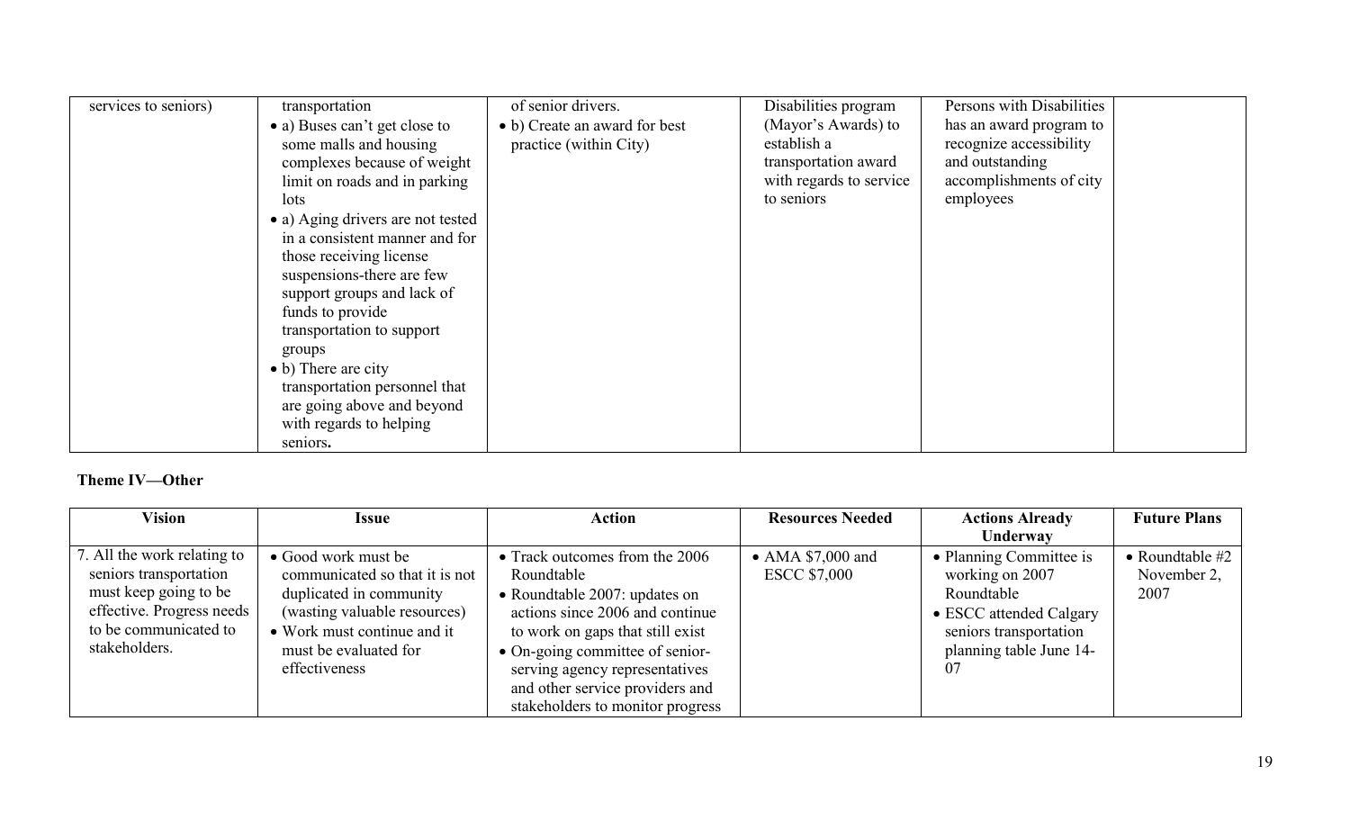| | | | | | |
|---|---|---|---|---|---|
| services to seniors) | transportation<br>• a) Buses can't get close to some malls and housing complexes because of weight limit on roads and in parking lots<br>• a) Aging drivers are not tested in a consistent manner and for those receiving license suspensions-there are few support groups and lack of funds to provide transportation to support groups<br>• b) There are city transportation personnel that are going above and beyond with regards to helping seniors**.** | of senior drivers.<br>• b) Create an award for best practice (within City) | Disabilities program (Mayor's Awards) to establish a transportation award with regards to service to seniors | Persons with Disabilities has an award program to recognize accessibility and outstanding accomplishments of city employees | |

**Theme IV—Other**

| Vision | Issue | Action | Resources Needed | Actions Already Underway | Future Plans |
|---|---|---|---|---|---|
| 7. All the work relating to seniors transportation must keep going to be effective. Progress needs to be communicated to stakeholders. | • Good work must be communicated so that it is not duplicated in community (wasting valuable resources)<br>• Work must continue and it must be evaluated for effectiveness | • Track outcomes from the 2006 Roundtable<br>• Roundtable 2007: updates on actions since 2006 and continue to work on gaps that still exist<br>• On-going committee of senior-serving agency representatives and other service providers and stakeholders to monitor progress | • AMA $7,000 and ESCC $7,000 | • Planning Committee is working on 2007 Roundtable<br>• ESCC attended Calgary seniors transportation planning table June 14-07 | • Roundtable #2 November 2, 2007 |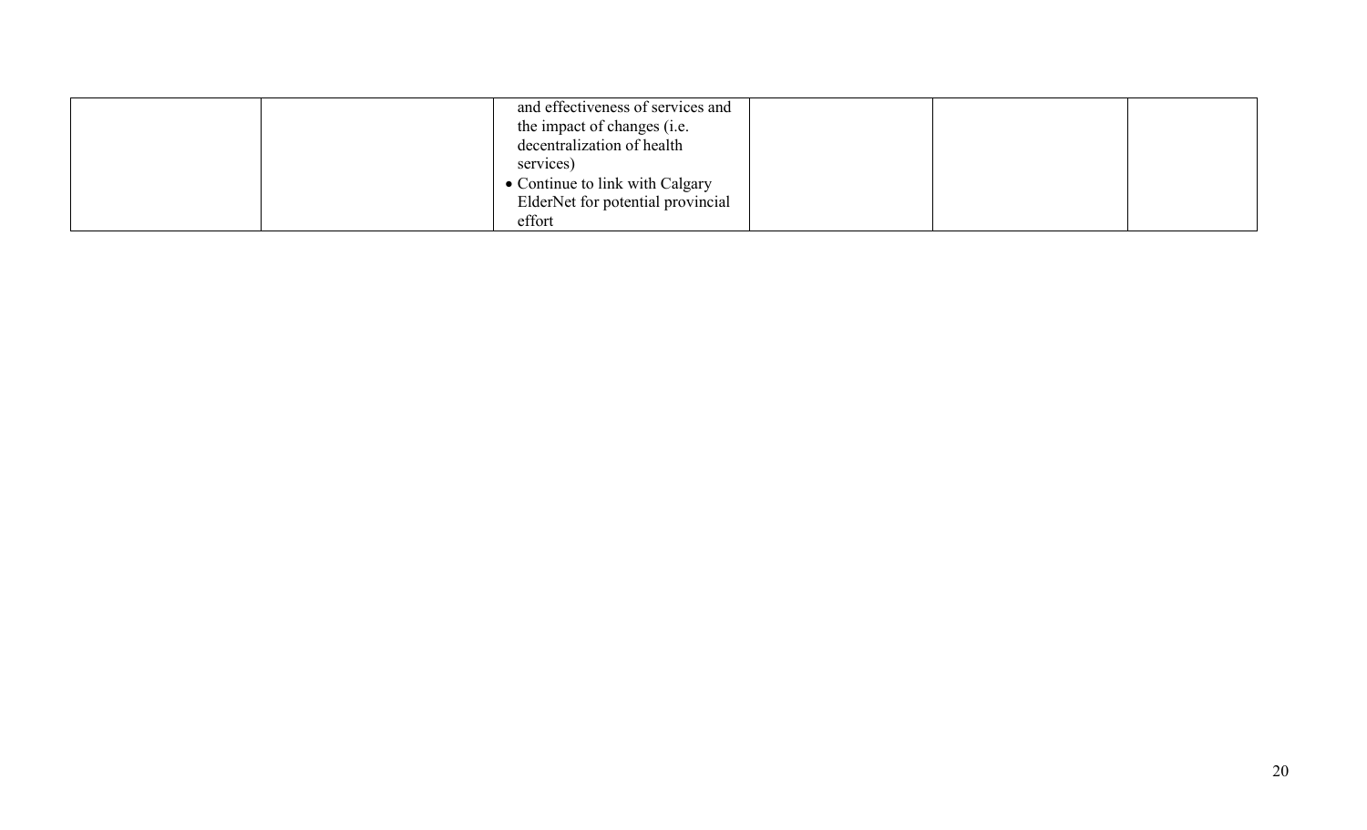| | | | | | |
|---|---|---|---|---|---|
| | | and effectiveness of services and the impact of changes (i.e. decentralization of health services)<br>• Continue to link with Calgary ElderNet for potential provincial effort | | | |